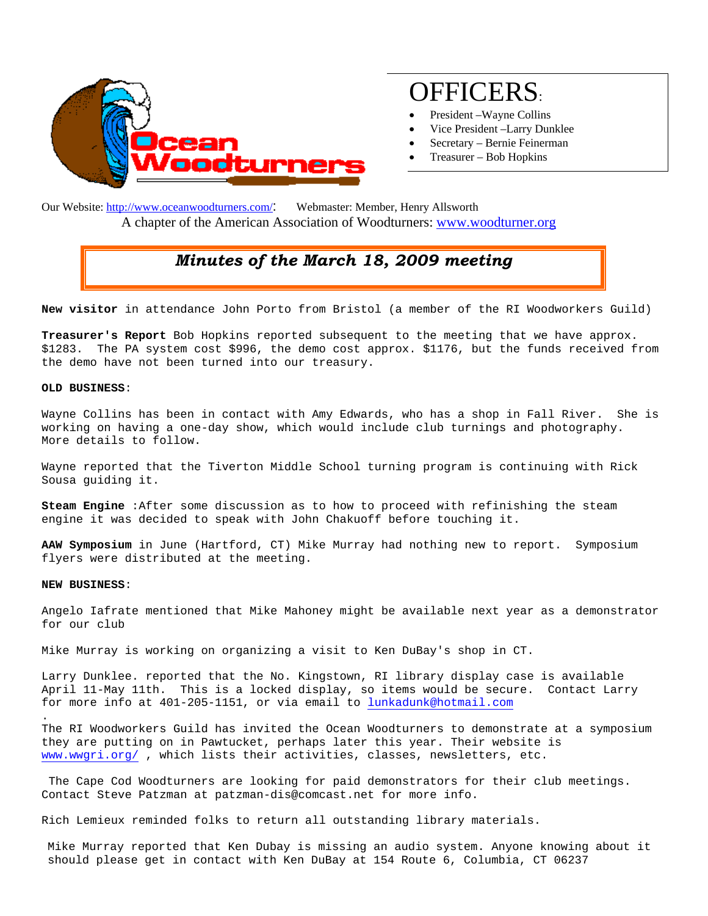Ocean Woodturners

# OFFICERS:

- President –Wayne Collins
- Vice President –Larry Dunklee
- Secretary – Bernie Feinerman
- Treasurer – Bob Hopkins

Our Website: http://www.oceanwoodturners.com/: Webmaster: Member, Henry Allsworth

A chapter of the American Association of Woodturners: www.woodturner.org

## *Minutes of the March 18, 2009 meeting*

**New visitor** in attendance John Porto from Bristol (a member of the RI Woodworkers Guild)

**Treasurer's Report** Bob Hopkins reported subsequent to the meeting that we have approx. $1283. The PA system cost $996, the demo cost approx. $1176, but the funds received from the demo have not been turned into our treasury.

**OLD BUSINESS**:

Wayne Collins has been in contact with Amy Edwards, who has a shop in Fall River. She is working on having a one-day show, which would include club turnings and photography. More details to follow.

Wayne reported that the Tiverton Middle School turning program is continuing with Rick Sousa guiding it.

**Steam Engine** :After some discussion as to how to proceed with refinishing the steam engine it was decided to speak with John Chakuoff before touching it.

**AAW Symposium** in June (Hartford, CT) Mike Murray had nothing new to report. Symposium flyers were distributed at the meeting.

**NEW BUSINESS**:

Angelo Iafrate mentioned that Mike Mahoney might be available next year as a demonstrator for our club

Mike Murray is working on organizing a visit to Ken DuBay's shop in CT.

Larry Dunklee. reported that the No. Kingstown, RI library display case is available April 11-May 11th. This is a locked display, so items would be secure. Contact Larry for more info at 401-205-1151, or via email to lunkadunk@hotmail.com

.

The RI Woodworkers Guild has invited the Ocean Woodturners to demonstrate at a symposium they are putting on in Pawtucket, perhaps later this year. Their website is www.wwgri.org/ , which lists their activities, classes, newsletters, etc.

The Cape Cod Woodturners are looking for paid demonstrators for their club meetings. Contact Steve Patzman at patzman-dis@comcast.net for more info.

Rich Lemieux reminded folks to return all outstanding library materials.

Mike Murray reported that Ken Dubay is missing an audio system. Anyone knowing about it should please get in contact with Ken DuBay at 154 Route 6, Columbia, CT 06237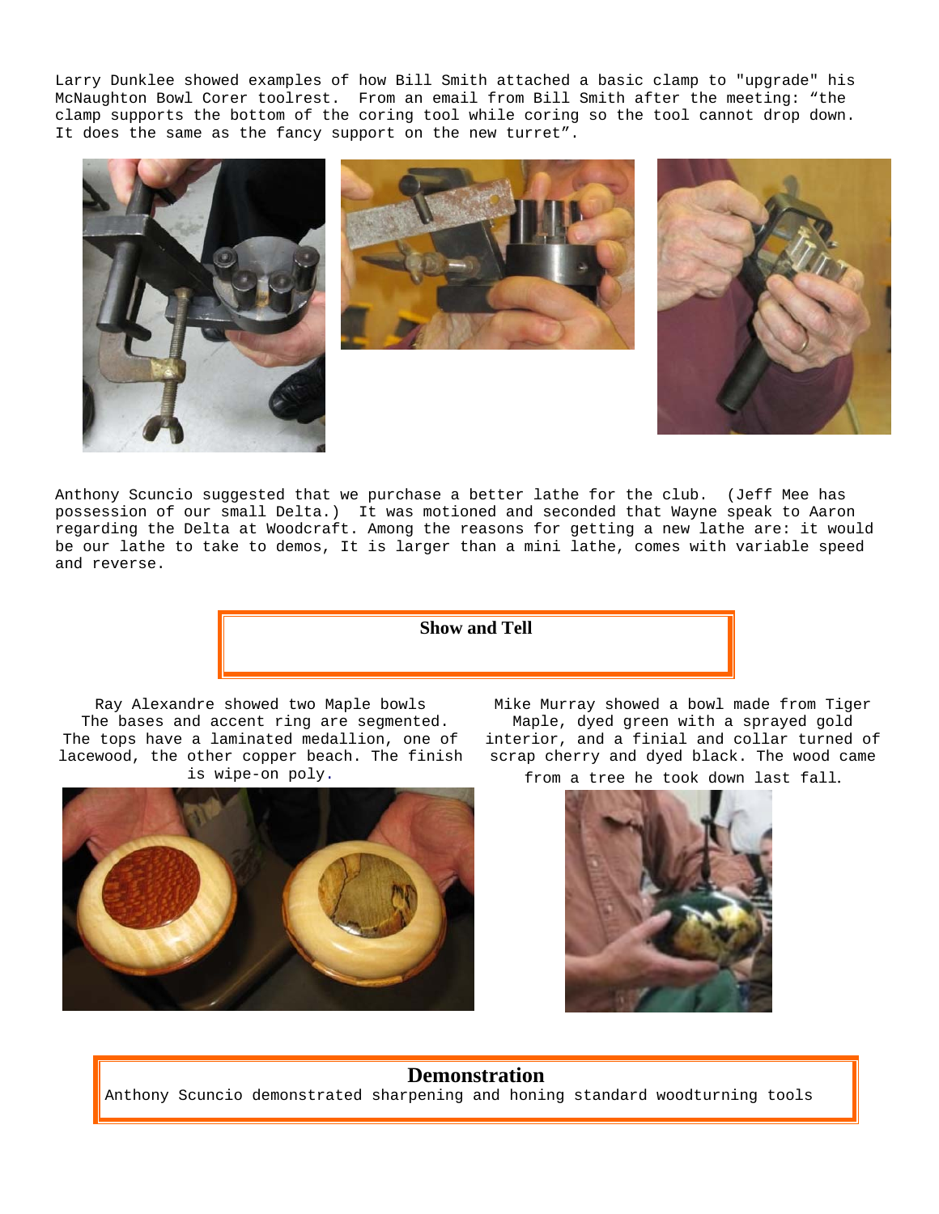Larry Dunklee showed examples of how Bill Smith attached a basic clamp to "upgrade" his McNaughton Bowl Corer toolrest. From an email from Bill Smith after the meeting: "the clamp supports the bottom of the coring tool while coring so the tool cannot drop down. It does the same as the fancy support on the new turret".

Anthony Scuncio suggested that we purchase a better lathe for the club. (Jeff Mee has possession of our small Delta.) It was motioned and seconded that Wayne speak to Aaron regarding the Delta at Woodcraft. Among the reasons for getting a new lathe are: it would be our lathe to take to demos, It is larger than a mini lathe, comes with variable speed and reverse.

## Show and Tell

Ray Alexandre showed two Maple bowls The bases and accent ring are segmented. The tops have a laminated medallion, one of lacewood, the other copper beach. The finish is wipe-on poly.

Mike Murray showed a bowl made from Tiger Maple, dyed green with a sprayed gold interior, and a finial and collar turned of scrap cherry and dyed black. The wood came from a tree he took down last fall.

## Demonstration

Anthony Scuncio demonstrated sharpening and honing standard woodturning tools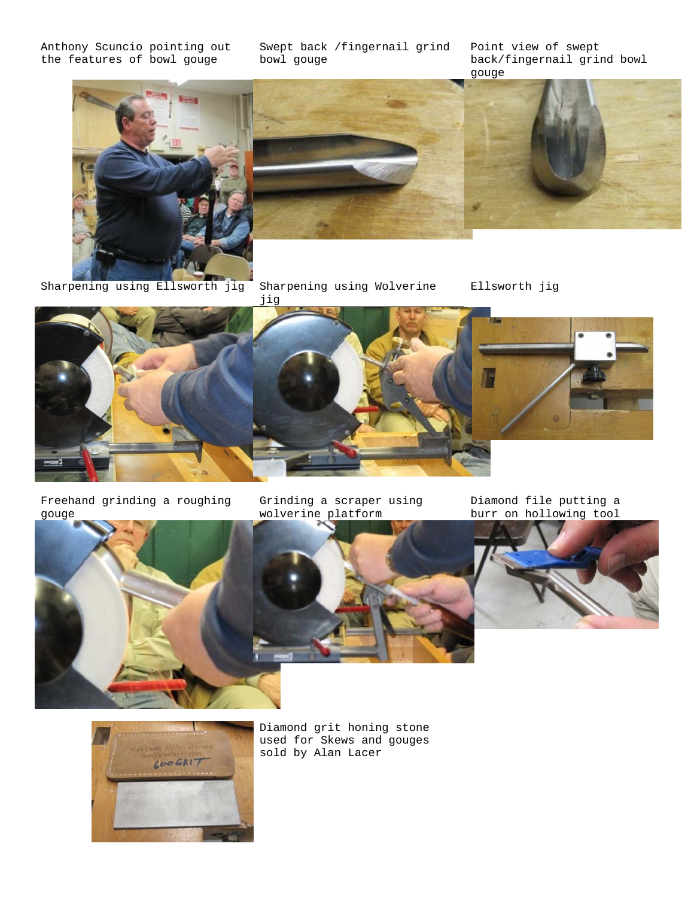Anthony Scuncio pointing out the features of bowl gouge

Swept back /fingernail grind bowl gouge

Point view of swept back/fingernail grind bowl gouge

Sharpening using Ellsworth jig

Sharpening using Wolverine jig

Ellsworth jig

Freehand grinding a roughing gouge

Grinding a scraper using wolverine platform

Diamond file putting a burr on hollowing tool

Diamond grit honing stone used for Skews and gouges sold by Alan Lacer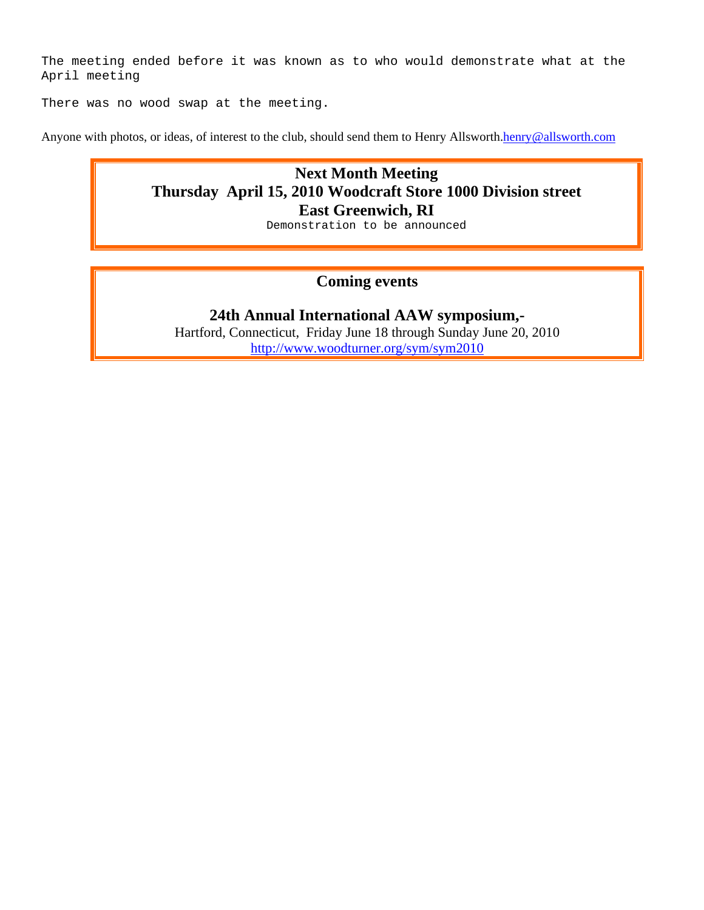The meeting ended before it was known as to who would demonstrate what at the April meeting

There was no wood swap at the meeting.

Anyone with photos, or ideas, of interest to the club, should send them to Henry Allsworth.henry@allsworth.com

**Next Month Meeting**
**Thursday April 15, 2010 Woodcraft Store 1000 Division street**
**East Greenwich, RI**
Demonstration to be announced

**Coming events**

**24th Annual International AAW symposium,-**
Hartford, Connecticut, Friday June 18 through Sunday June 20, 2010
http://www.woodturner.org/sym/sym2010